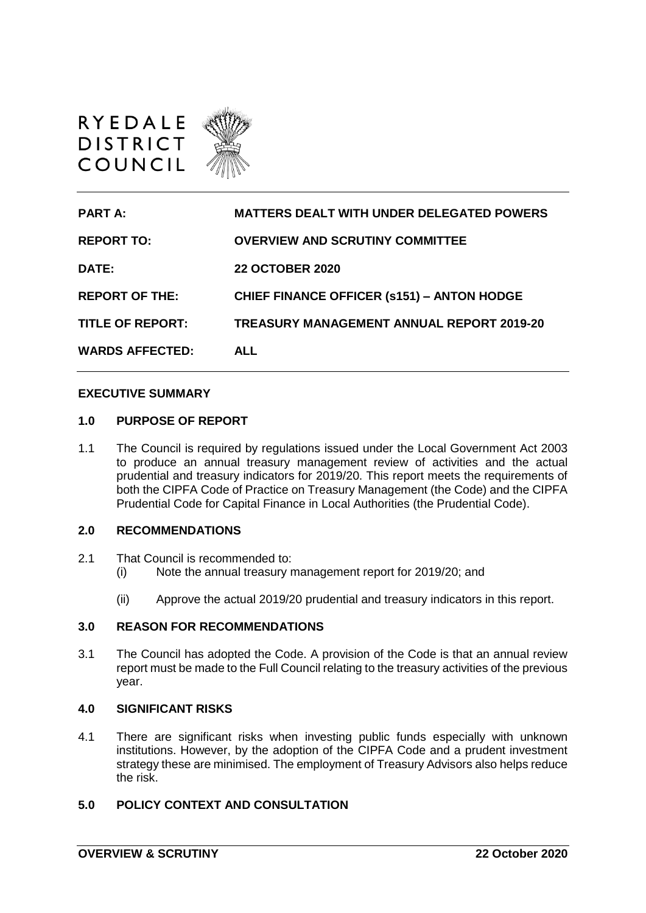RYEDALE DISTRICT COUNCIL

| | |
|---|---|
| **PART A:** | **MATTERS DEALT WITH UNDER DELEGATED POWERS** |
| **REPORT TO:** | **OVERVIEW AND SCRUTINY COMMITTEE** |
| **DATE:** | **22 OCTOBER 2020** |
| **REPORT OF THE:** | **CHIEF FINANCE OFFICER (s151) – ANTON HODGE** |
| **TITLE OF REPORT:** | **TREASURY MANAGEMENT ANNUAL REPORT 2019-20** |
| **WARDS AFFECTED:** | **ALL** |

**EXECUTIVE SUMMARY**

## 1.0 PURPOSE OF REPORT

1.1 The Council is required by regulations issued under the Local Government Act 2003 to produce an annual treasury management review of activities and the actual prudential and treasury indicators for 2019/20. This report meets the requirements of both the CIPFA Code of Practice on Treasury Management (the Code) and the CIPFA Prudential Code for Capital Finance in Local Authorities (the Prudential Code).

## 2.0 RECOMMENDATIONS

2.1 That Council is recommended to:

(i) Note the annual treasury management report for 2019/20; and

(ii) Approve the actual 2019/20 prudential and treasury indicators in this report.

## 3.0 REASON FOR RECOMMENDATIONS

3.1 The Council has adopted the Code. A provision of the Code is that an annual review report must be made to the Full Council relating to the treasury activities of the previous year.

## 4.0 SIGNIFICANT RISKS

4.1 There are significant risks when investing public funds especially with unknown institutions. However, by the adoption of the CIPFA Code and a prudent investment strategy these are minimised. The employment of Treasury Advisors also helps reduce the risk.

## 5.0 POLICY CONTEXT AND CONSULTATION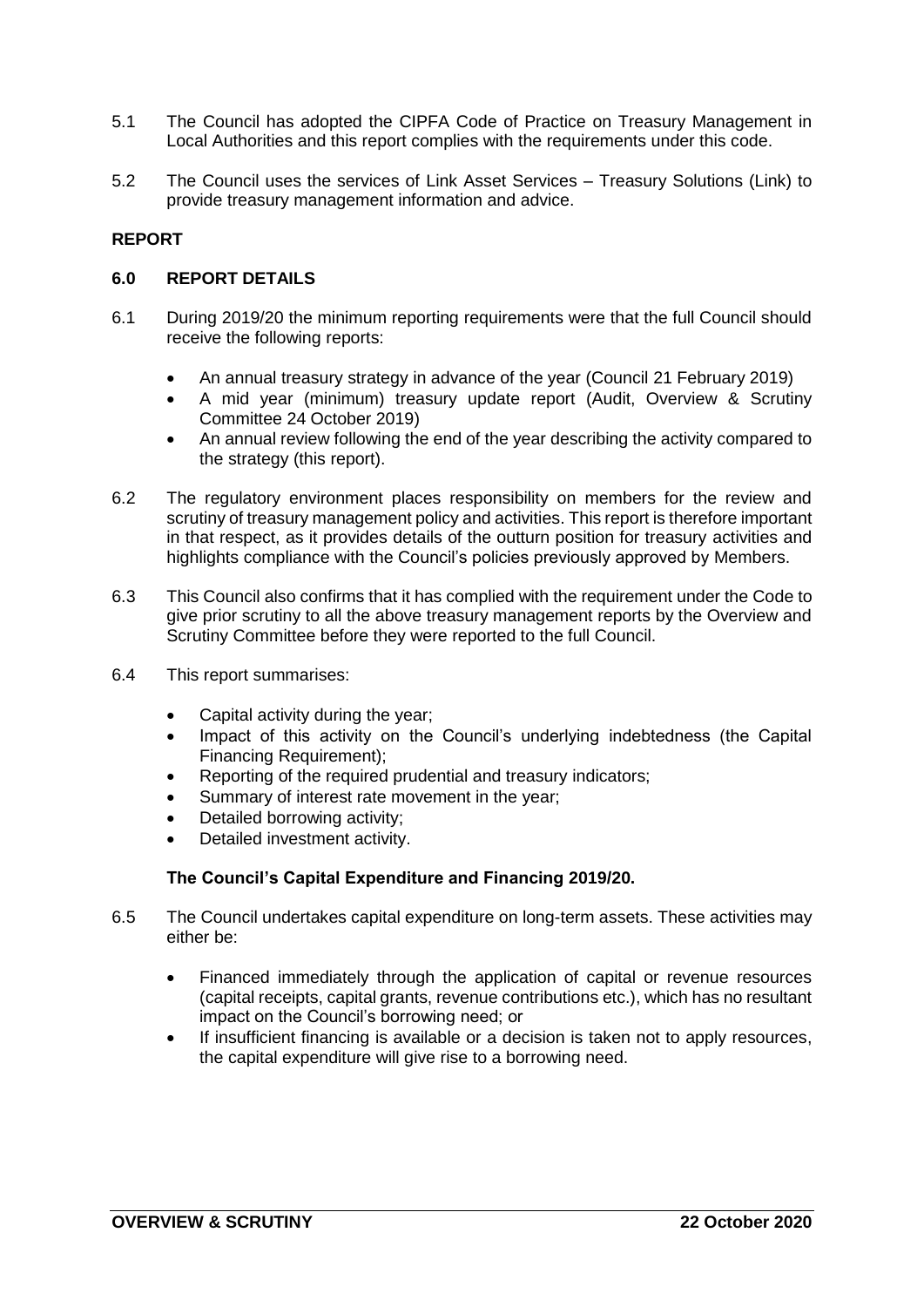5.1 The Council has adopted the CIPFA Code of Practice on Treasury Management in Local Authorities and this report complies with the requirements under this code.

5.2 The Council uses the services of Link Asset Services – Treasury Solutions (Link) to provide treasury management information and advice.

**REPORT**

**6.0 REPORT DETAILS**

6.1 During 2019/20 the minimum reporting requirements were that the full Council should receive the following reports:

- An annual treasury strategy in advance of the year (Council 21 February 2019)
- A mid year (minimum) treasury update report (Audit, Overview & Scrutiny Committee 24 October 2019)
- An annual review following the end of the year describing the activity compared to the strategy (this report).

6.2 The regulatory environment places responsibility on members for the review and scrutiny of treasury management policy and activities. This report is therefore important in that respect, as it provides details of the outturn position for treasury activities and highlights compliance with the Council's policies previously approved by Members.

6.3 This Council also confirms that it has complied with the requirement under the Code to give prior scrutiny to all the above treasury management reports by the Overview and Scrutiny Committee before they were reported to the full Council.

6.4 This report summarises:

- Capital activity during the year;
- Impact of this activity on the Council's underlying indebtedness (the Capital Financing Requirement);
- Reporting of the required prudential and treasury indicators;
- Summary of interest rate movement in the year;
- Detailed borrowing activity;
- Detailed investment activity.

**The Council's Capital Expenditure and Financing 2019/20.**

6.5 The Council undertakes capital expenditure on long-term assets. These activities may either be:

- Financed immediately through the application of capital or revenue resources (capital receipts, capital grants, revenue contributions etc.), which has no resultant impact on the Council's borrowing need; or
- If insufficient financing is available or a decision is taken not to apply resources, the capital expenditure will give rise to a borrowing need.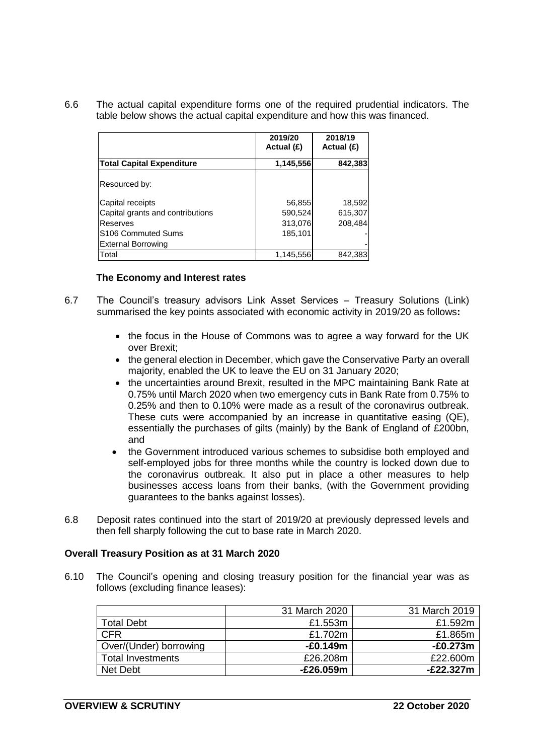6.6 The actual capital expenditure forms one of the required prudential indicators. The table below shows the actual capital expenditure and how this was financed.

| | 2019/20 Actual (£) | 2018/19 Actual (£) |
|---|---|---|
| **Total Capital Expenditure** | **1,145,556** | **842,383** |
| Resourced by: | | |
| Capital receipts | 56,855 | 18,592 |
| Capital grants and contributions | 590,524 | 615,307 |
| Reserves | 313,076 | 208,484 |
| S106 Commuted Sums | 185,101 | - |
| External Borrowing | | - |
| Total | 1,145,556 | 842,383 |

### The Economy and Interest rates

6.7 The Council's treasury advisors Link Asset Services – Treasury Solutions (Link) summarised the key points associated with economic activity in 2019/20 as follows**:**

- the focus in the House of Commons was to agree a way forward for the UK over Brexit;
- the general election in December, which gave the Conservative Party an overall majority, enabled the UK to leave the EU on 31 January 2020;
- the uncertainties around Brexit, resulted in the MPC maintaining Bank Rate at 0.75% until March 2020 when two emergency cuts in Bank Rate from 0.75% to 0.25% and then to 0.10% were made as a result of the coronavirus outbreak. These cuts were accompanied by an increase in quantitative easing (QE), essentially the purchases of gilts (mainly) by the Bank of England of £200bn, and
- the Government introduced various schemes to subsidise both employed and self-employed jobs for three months while the country is locked down due to the coronavirus outbreak. It also put in place a other measures to help businesses access loans from their banks, (with the Government providing guarantees to the banks against losses).

6.8 Deposit rates continued into the start of 2019/20 at previously depressed levels and then fell sharply following the cut to base rate in March 2020.

### Overall Treasury Position as at 31 March 2020

6.10 The Council's opening and closing treasury position for the financial year was as follows (excluding finance leases):

| | 31 March 2020 | 31 March 2019 |
|---|---|---|
| Total Debt | £1.553m | £1.592m |
| CFR | £1.702m | £1.865m |
| Over/(Under) borrowing | **-£0.149m** | **-£0.273m** |
| Total Investments | £26.208m | £22.600m |
| Net Debt | **-£26.059m** | **-£22.327m** |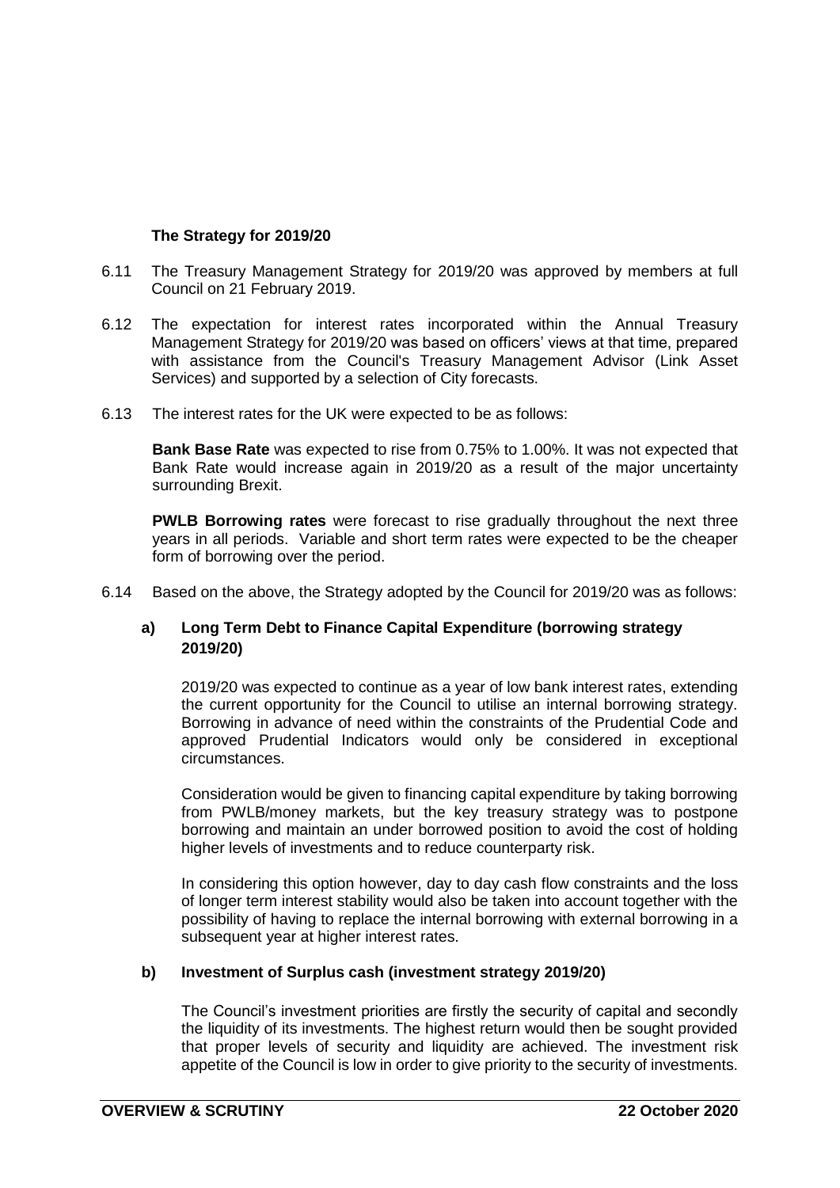### The Strategy for 2019/20

6.11 The Treasury Management Strategy for 2019/20 was approved by members at full Council on 21 February 2019.

6.12 The expectation for interest rates incorporated within the Annual Treasury Management Strategy for 2019/20 was based on officers' views at that time, prepared with assistance from the Council's Treasury Management Advisor (Link Asset Services) and supported by a selection of City forecasts.

6.13 The interest rates for the UK were expected to be as follows:

**Bank Base Rate** was expected to rise from 0.75% to 1.00%. It was not expected that Bank Rate would increase again in 2019/20 as a result of the major uncertainty surrounding Brexit.

**PWLB Borrowing rates** were forecast to rise gradually throughout the next three years in all periods. Variable and short term rates were expected to be the cheaper form of borrowing over the period.

6.14 Based on the above, the Strategy adopted by the Council for 2019/20 was as follows:

#### a) Long Term Debt to Finance Capital Expenditure (borrowing strategy 2019/20)

2019/20 was expected to continue as a year of low bank interest rates, extending the current opportunity for the Council to utilise an internal borrowing strategy. Borrowing in advance of need within the constraints of the Prudential Code and approved Prudential Indicators would only be considered in exceptional circumstances.

Consideration would be given to financing capital expenditure by taking borrowing from PWLB/money markets, but the key treasury strategy was to postpone borrowing and maintain an under borrowed position to avoid the cost of holding higher levels of investments and to reduce counterparty risk.

In considering this option however, day to day cash flow constraints and the loss of longer term interest stability would also be taken into account together with the possibility of having to replace the internal borrowing with external borrowing in a subsequent year at higher interest rates.

#### b) Investment of Surplus cash (investment strategy 2019/20)

The Council's investment priorities are firstly the security of capital and secondly the liquidity of its investments. The highest return would then be sought provided that proper levels of security and liquidity are achieved. The investment risk appetite of the Council is low in order to give priority to the security of investments.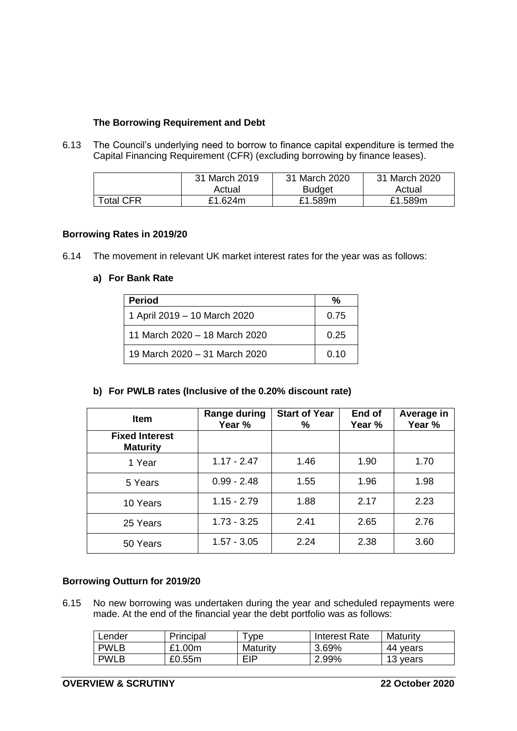### The Borrowing Requirement and Debt

6.13 The Council's underlying need to borrow to finance capital expenditure is termed the Capital Financing Requirement (CFR) (excluding borrowing by finance leases).

| | 31 March 2019 Actual | 31 March 2020 Budget | 31 March 2020 Actual |
|---|---|---|---|
| Total CFR | £1.624m | £1.589m | £1.589m |

### Borrowing Rates in 2019/20

6.14 The movement in relevant UK market interest rates for the year was as follows:

**a) For Bank Rate**

| Period | % |
|---|---|
| 1 April 2019 – 10 March 2020 | 0.75 |
| 11 March 2020 – 18 March 2020 | 0.25 |
| 19 March 2020 – 31 March 2020 | 0.10 |

**b) For PWLB rates (Inclusive of the 0.20% discount rate)**

| Item | Range during Year % | Start of Year % | End of Year % | Average in Year % |
|---|---|---|---|---|
| **Fixed Interest Maturity** | | | | |
| 1 Year | 1.17 - 2.47 | 1.46 | 1.90 | 1.70 |
| 5 Years | 0.99 - 2.48 | 1.55 | 1.96 | 1.98 |
| 10 Years | 1.15 - 2.79 | 1.88 | 2.17 | 2.23 |
| 25 Years | 1.73 - 3.25 | 2.41 | 2.65 | 2.76 |
| 50 Years | 1.57 - 3.05 | 2.24 | 2.38 | 3.60 |

### Borrowing Outturn for 2019/20

6.15 No new borrowing was undertaken during the year and scheduled repayments were made. At the end of the financial year the debt portfolio was as follows:

| Lender | Principal | Type | Interest Rate | Maturity |
|---|---|---|---|---|
| PWLB | £1.00m | Maturity | 3.69% | 44 years |
| PWLB | £0.55m | EIP | 2.99% | 13 years |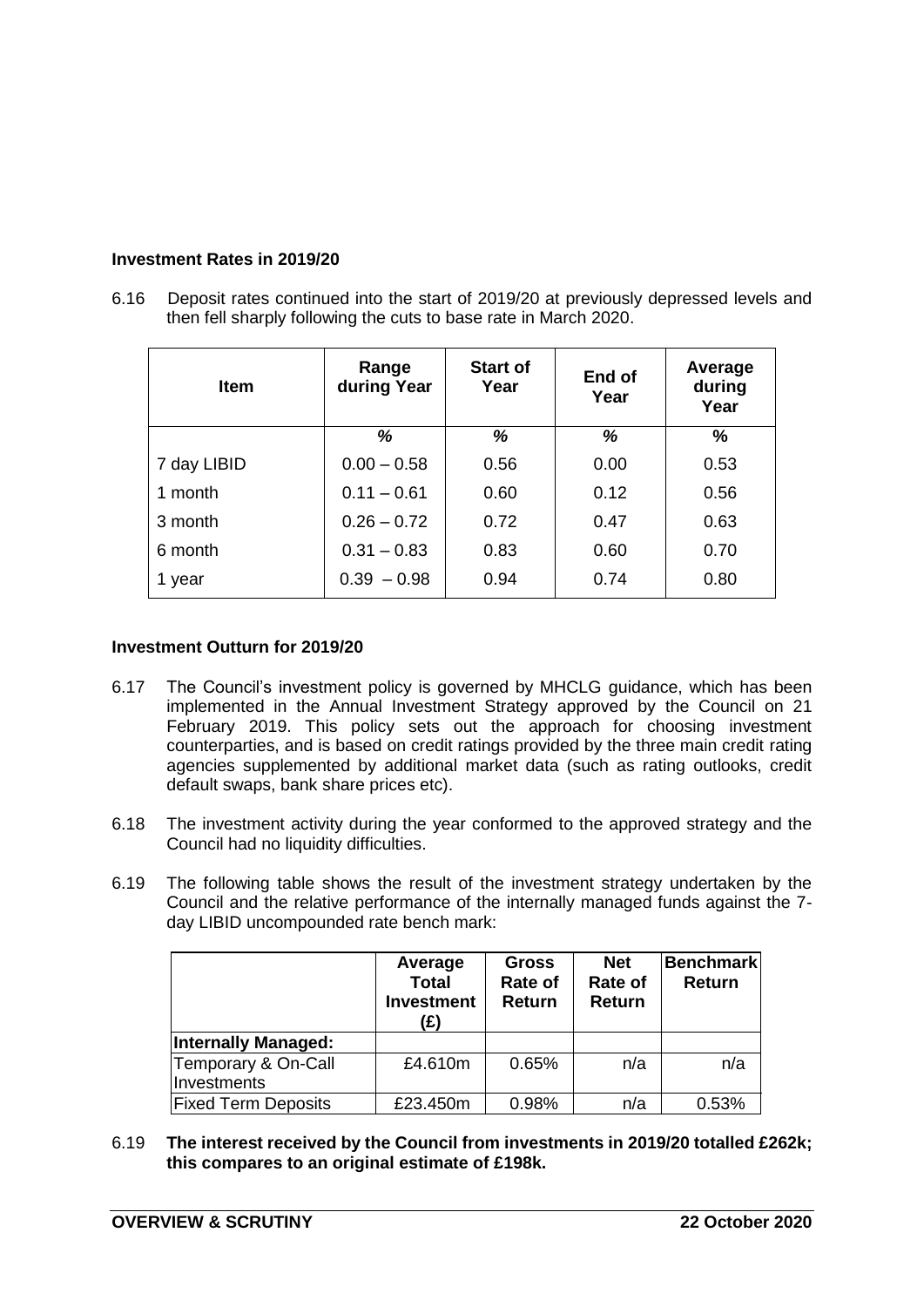**Investment Rates in 2019/20**

6.16 Deposit rates continued into the start of 2019/20 at previously depressed levels and then fell sharply following the cuts to base rate in March 2020.

| Item | Range during Year | Start of Year | End of Year | Average during Year |
|---|---|---|---|---|
| | % | % | % | % |
| 7 day LIBID | 0.00 – 0.58 | 0.56 | 0.00 | 0.53 |
| 1 month | 0.11 – 0.61 | 0.60 | 0.12 | 0.56 |
| 3 month | 0.26 – 0.72 | 0.72 | 0.47 | 0.63 |
| 6 month | 0.31 – 0.83 | 0.83 | 0.60 | 0.70 |
| 1 year | 0.39 – 0.98 | 0.94 | 0.74 | 0.80 |

**Investment Outturn for 2019/20**

6.17 The Council's investment policy is governed by MHCLG guidance, which has been implemented in the Annual Investment Strategy approved by the Council on 21 February 2019. This policy sets out the approach for choosing investment counterparties, and is based on credit ratings provided by the three main credit rating agencies supplemented by additional market data (such as rating outlooks, credit default swaps, bank share prices etc).

6.18 The investment activity during the year conformed to the approved strategy and the Council had no liquidity difficulties.

6.19 The following table shows the result of the investment strategy undertaken by the Council and the relative performance of the internally managed funds against the 7-day LIBID uncompounded rate bench mark:

| | Average Total Investment (£) | Gross Rate of Return | Net Rate of Return | Benchmark Return |
|---|---|---|---|---|
| **Internally Managed:** | | | | |
| Temporary & On-Call Investments | £4.610m | 0.65% | n/a | n/a |
| Fixed Term Deposits | £23.450m | 0.98% | n/a | 0.53% |

6.19 **The interest received by the Council from investments in 2019/20 totalled £262k; this compares to an original estimate of £198k.**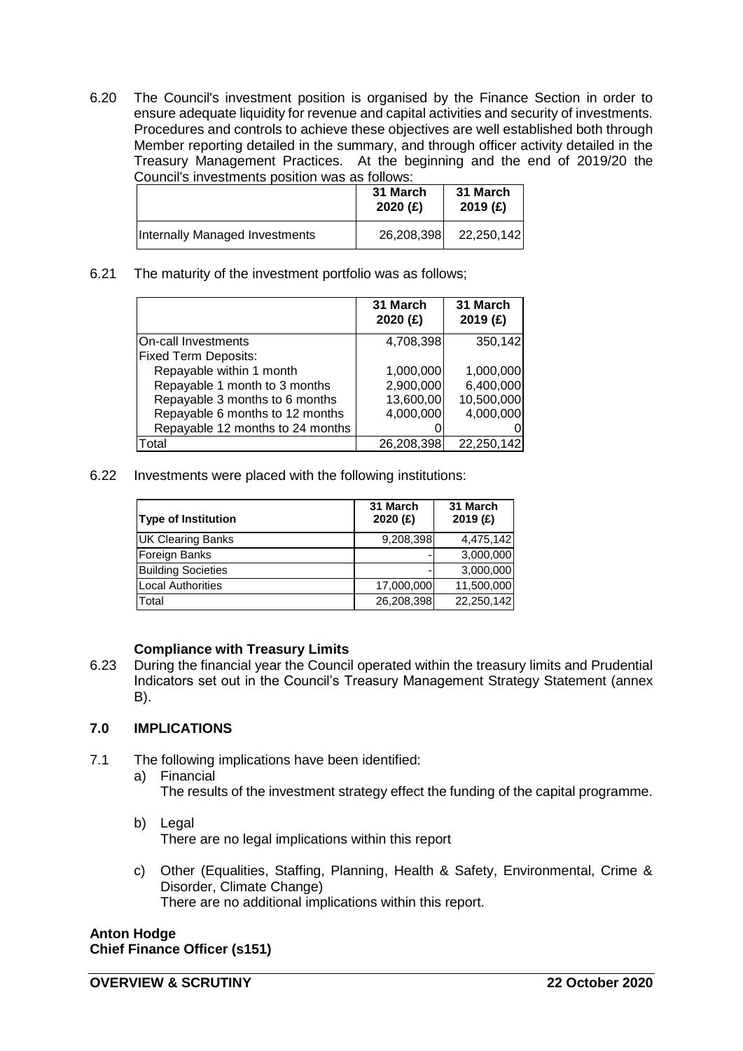6.20 The Council's investment position is organised by the Finance Section in order to ensure adequate liquidity for revenue and capital activities and security of investments. Procedures and controls to achieve these objectives are well established both through Member reporting detailed in the summary, and through officer activity detailed in the Treasury Management Practices. At the beginning and the end of 2019/20 the Council's investments position was as follows:

| | 31 March 2020 (£) | 31 March 2019 (£) |
|---|---|---|
| Internally Managed Investments | 26,208,398 | 22,250,142 |

6.21 The maturity of the investment portfolio was as follows;

| | 31 March 2020 (£) | 31 March 2019 (£) |
|---|---|---|
| On-call Investments | 4,708,398 | 350,142 |
| Fixed Term Deposits: | | |
| Repayable within 1 month | 1,000,000 | 1,000,000 |
| Repayable 1 month to 3 months | 2,900,000 | 6,400,000 |
| Repayable 3 months to 6 months | 13,600,00 | 10,500,000 |
| Repayable 6 months to 12 months | 4,000,000 | 4,000,000 |
| Repayable 12 months to 24 months | 0 | 0 |
| Total | 26,208,398 | 22,250,142 |

6.22 Investments were placed with the following institutions:

| Type of Institution | 31 March 2020 (£) | 31 March 2019 (£) |
|---|---|---|
| UK Clearing Banks | 9,208,398 | 4,475,142 |
| Foreign Banks | - | 3,000,000 |
| Building Societies | - | 3,000,000 |
| Local Authorities | 17,000,000 | 11,500,000 |
| Total | 26,208,398 | 22,250,142 |

**Compliance with Treasury Limits**

6.23 During the financial year the Council operated within the treasury limits and Prudential Indicators set out in the Council's Treasury Management Strategy Statement (annex B).

## 7.0 IMPLICATIONS

7.1 The following implications have been identified:

a) Financial
   The results of the investment strategy effect the funding of the capital programme.

b) Legal
   There are no legal implications within this report

c) Other (Equalities, Staffing, Planning, Health & Safety, Environmental, Crime & Disorder, Climate Change)
   There are no additional implications within this report.

**Anton Hodge**
**Chief Finance Officer (s151)**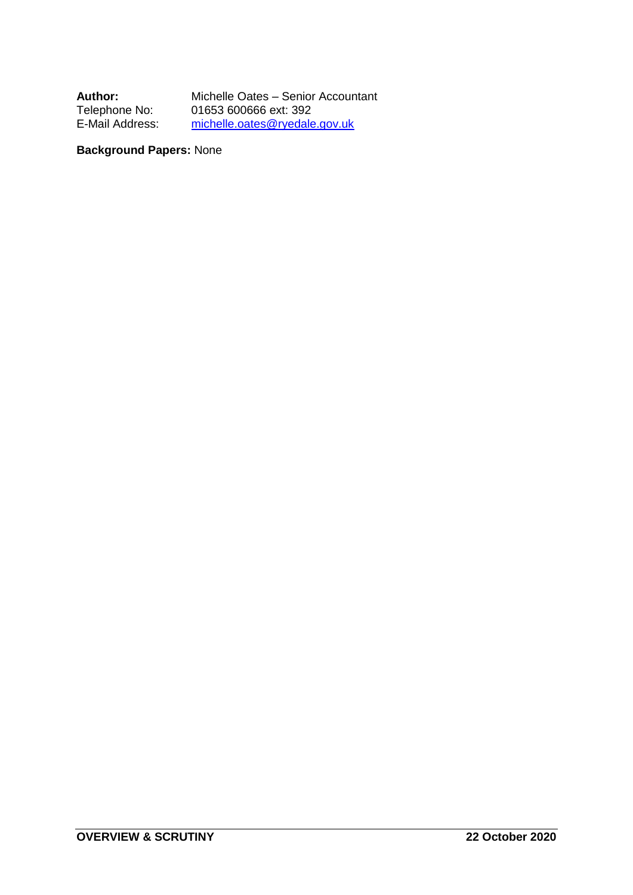**Author:** Michelle Oates – Senior Accountant
Telephone No: 01653 600666 ext: 392
E-Mail Address: michelle.oates@ryedale.gov.uk

**Background Papers:** None